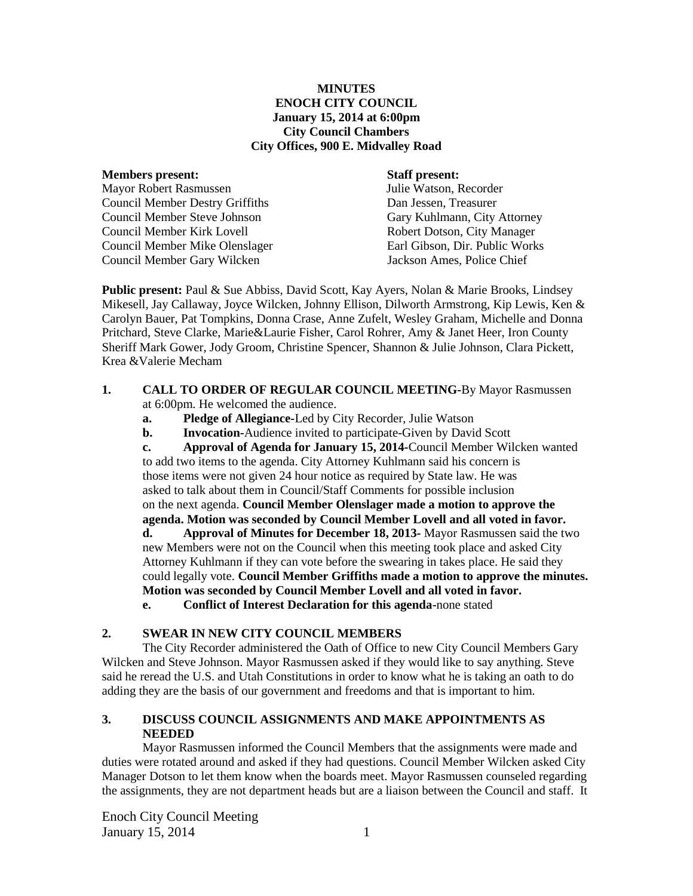**MINUTES**
**ENOCH CITY COUNCIL**
**January 15, 2014 at 6:00pm**
**City Council Chambers**
**City Offices, 900 E. Midvalley Road**

| **Members present:** | **Staff present:** |
|---|---|
| Mayor Robert Rasmussen | Julie Watson, Recorder |
| Council Member Destry Griffiths | Dan Jessen, Treasurer |
| Council Member Steve Johnson | Gary Kuhlmann, City Attorney |
| Council Member Kirk Lovell | Robert Dotson, City Manager |
| Council Member Mike Olenslager | Earl Gibson, Dir. Public Works |
| Council Member Gary Wilcken | Jackson Ames, Police Chief |

**Public present:** Paul & Sue Abbiss, David Scott, Kay Ayers, Nolan & Marie Brooks, Lindsey Mikesell, Jay Callaway, Joyce Wilcken, Johnny Ellison, Dilworth Armstrong, Kip Lewis, Ken & Carolyn Bauer, Pat Tompkins, Donna Crase, Anne Zufelt, Wesley Graham, Michelle and Donna Pritchard, Steve Clarke, Marie&Laurie Fisher, Carol Rohrer, Amy & Janet Heer, Iron County Sheriff Mark Gower, Jody Groom, Christine Spencer, Shannon & Julie Johnson, Clara Pickett, Krea &Valerie Mecham

1. **CALL TO ORDER OF REGULAR COUNCIL MEETING-**By Mayor Rasmussen at 6:00pm. He welcomed the audience.
   a. **Pledge of Allegiance-**Led by City Recorder, Julie Watson
   b. **Invocation-**Audience invited to participate-Given by David Scott
   c. **Approval of Agenda for January 15, 2014-**Council Member Wilcken wanted to add two items to the agenda. City Attorney Kuhlmann said his concern is those items were not given 24 hour notice as required by State law. He was asked to talk about them in Council/Staff Comments for possible inclusion on the next agenda. **Council Member Olenslager made a motion to approve the agenda. Motion was seconded by Council Member Lovell and all voted in favor.**
   d. **Approval of Minutes for December 18, 2013-** Mayor Rasmussen said the two new Members were not on the Council when this meeting took place and asked City Attorney Kuhlmann if they can vote before the swearing in takes place. He said they could legally vote. **Council Member Griffiths made a motion to approve the minutes. Motion was seconded by Council Member Lovell and all voted in favor.**
   e. **Conflict of Interest Declaration for this agenda-**none stated

2. **SWEAR IN NEW CITY COUNCIL MEMBERS**

The City Recorder administered the Oath of Office to new City Council Members Gary Wilcken and Steve Johnson. Mayor Rasmussen asked if they would like to say anything. Steve said he reread the U.S. and Utah Constitutions in order to know what he is taking an oath to do adding they are the basis of our government and freedoms and that is important to him.

3. **DISCUSS COUNCIL ASSIGNMENTS AND MAKE APPOINTMENTS AS NEEDED**

Mayor Rasmussen informed the Council Members that the assignments were made and duties were rotated around and asked if they had questions. Council Member Wilcken asked City Manager Dotson to let them know when the boards meet. Mayor Rasmussen counseled regarding the assignments, they are not department heads but are a liaison between the Council and staff. It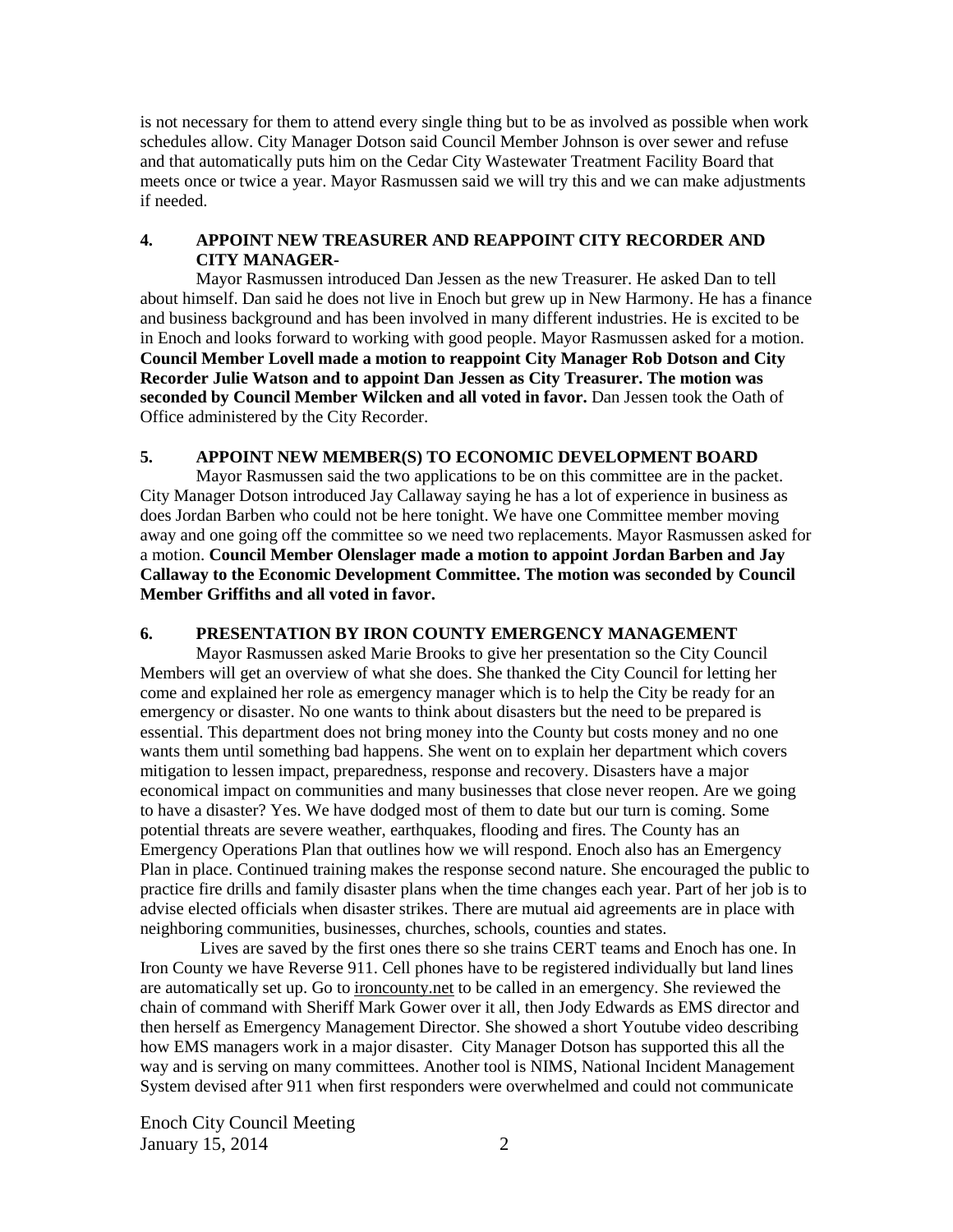is not necessary for them to attend every single thing but to be as involved as possible when work schedules allow. City Manager Dotson said Council Member Johnson is over sewer and refuse and that automatically puts him on the Cedar City Wastewater Treatment Facility Board that meets once or twice a year. Mayor Rasmussen said we will try this and we can make adjustments if needed.

### 4. APPOINT NEW TREASURER AND REAPPOINT CITY RECORDER AND CITY MANAGER-

Mayor Rasmussen introduced Dan Jessen as the new Treasurer. He asked Dan to tell about himself. Dan said he does not live in Enoch but grew up in New Harmony. He has a finance and business background and has been involved in many different industries. He is excited to be in Enoch and looks forward to working with good people. Mayor Rasmussen asked for a motion. **Council Member Lovell made a motion to reappoint City Manager Rob Dotson and City Recorder Julie Watson and to appoint Dan Jessen as City Treasurer. The motion was seconded by Council Member Wilcken and all voted in favor.** Dan Jessen took the Oath of Office administered by the City Recorder.

### 5. APPOINT NEW MEMBER(S) TO ECONOMIC DEVELOPMENT BOARD

Mayor Rasmussen said the two applications to be on this committee are in the packet. City Manager Dotson introduced Jay Callaway saying he has a lot of experience in business as does Jordan Barben who could not be here tonight. We have one Committee member moving away and one going off the committee so we need two replacements. Mayor Rasmussen asked for a motion. **Council Member Olenslager made a motion to appoint Jordan Barben and Jay Callaway to the Economic Development Committee. The motion was seconded by Council Member Griffiths and all voted in favor.**

### 6. PRESENTATION BY IRON COUNTY EMERGENCY MANAGEMENT

Mayor Rasmussen asked Marie Brooks to give her presentation so the City Council Members will get an overview of what she does. She thanked the City Council for letting her come and explained her role as emergency manager which is to help the City be ready for an emergency or disaster. No one wants to think about disasters but the need to be prepared is essential. This department does not bring money into the County but costs money and no one wants them until something bad happens. She went on to explain her department which covers mitigation to lessen impact, preparedness, response and recovery. Disasters have a major economical impact on communities and many businesses that close never reopen. Are we going to have a disaster? Yes. We have dodged most of them to date but our turn is coming. Some potential threats are severe weather, earthquakes, flooding and fires. The County has an Emergency Operations Plan that outlines how we will respond. Enoch also has an Emergency Plan in place. Continued training makes the response second nature. She encouraged the public to practice fire drills and family disaster plans when the time changes each year. Part of her job is to advise elected officials when disaster strikes. There are mutual aid agreements are in place with neighboring communities, businesses, churches, schools, counties and states.

Lives are saved by the first ones there so she trains CERT teams and Enoch has one. In Iron County we have Reverse 911. Cell phones have to be registered individually but land lines are automatically set up. Go to ironcounty.net to be called in an emergency. She reviewed the chain of command with Sheriff Mark Gower over it all, then Jody Edwards as EMS director and then herself as Emergency Management Director. She showed a short Youtube video describing how EMS managers work in a major disaster. City Manager Dotson has supported this all the way and is serving on many committees. Another tool is NIMS, National Incident Management System devised after 911 when first responders were overwhelmed and could not communicate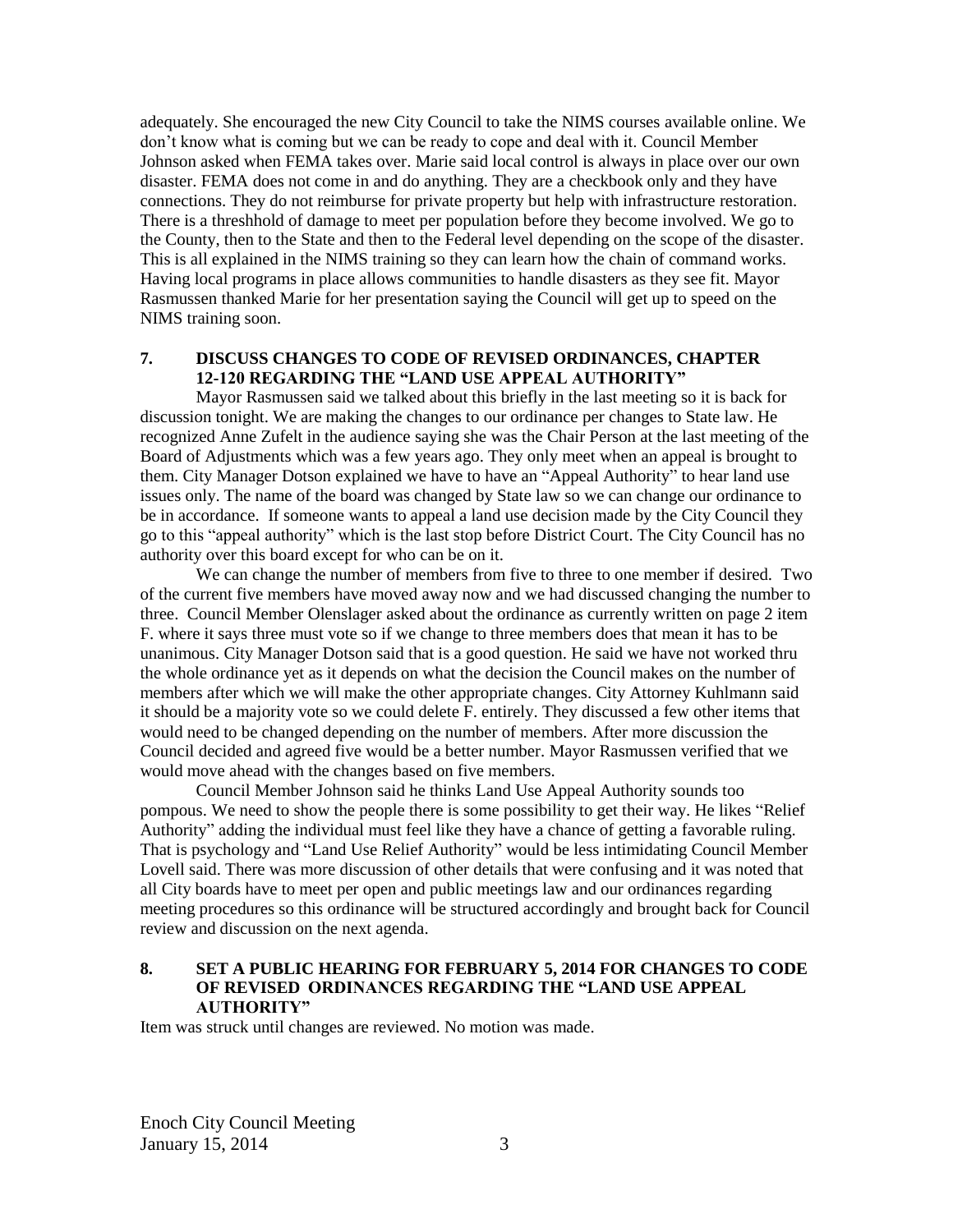adequately. She encouraged the new City Council to take the NIMS courses available online. We don't know what is coming but we can be ready to cope and deal with it. Council Member Johnson asked when FEMA takes over. Marie said local control is always in place over our own disaster. FEMA does not come in and do anything. They are a checkbook only and they have connections. They do not reimburse for private property but help with infrastructure restoration. There is a threshhold of damage to meet per population before they become involved. We go to the County, then to the State and then to the Federal level depending on the scope of the disaster. This is all explained in the NIMS training so they can learn how the chain of command works. Having local programs in place allows communities to handle disasters as they see fit. Mayor Rasmussen thanked Marie for her presentation saying the Council will get up to speed on the NIMS training soon.

## 7. DISCUSS CHANGES TO CODE OF REVISED ORDINANCES, CHAPTER 12-120 REGARDING THE "LAND USE APPEAL AUTHORITY"

Mayor Rasmussen said we talked about this briefly in the last meeting so it is back for discussion tonight. We are making the changes to our ordinance per changes to State law. He recognized Anne Zufelt in the audience saying she was the Chair Person at the last meeting of the Board of Adjustments which was a few years ago. They only meet when an appeal is brought to them. City Manager Dotson explained we have to have an "Appeal Authority" to hear land use issues only. The name of the board was changed by State law so we can change our ordinance to be in accordance. If someone wants to appeal a land use decision made by the City Council they go to this "appeal authority" which is the last stop before District Court. The City Council has no authority over this board except for who can be on it.

We can change the number of members from five to three to one member if desired. Two of the current five members have moved away now and we had discussed changing the number to three. Council Member Olenslager asked about the ordinance as currently written on page 2 item F. where it says three must vote so if we change to three members does that mean it has to be unanimous. City Manager Dotson said that is a good question. He said we have not worked thru the whole ordinance yet as it depends on what the decision the Council makes on the number of members after which we will make the other appropriate changes. City Attorney Kuhlmann said it should be a majority vote so we could delete F. entirely. They discussed a few other items that would need to be changed depending on the number of members. After more discussion the Council decided and agreed five would be a better number. Mayor Rasmussen verified that we would move ahead with the changes based on five members.

Council Member Johnson said he thinks Land Use Appeal Authority sounds too pompous. We need to show the people there is some possibility to get their way. He likes "Relief Authority" adding the individual must feel like they have a chance of getting a favorable ruling. That is psychology and "Land Use Relief Authority" would be less intimidating Council Member Lovell said. There was more discussion of other details that were confusing and it was noted that all City boards have to meet per open and public meetings law and our ordinances regarding meeting procedures so this ordinance will be structured accordingly and brought back for Council review and discussion on the next agenda.

## 8. SET A PUBLIC HEARING FOR FEBRUARY 5, 2014 FOR CHANGES TO CODE OF REVISED ORDINANCES REGARDING THE "LAND USE APPEAL AUTHORITY"

Item was struck until changes are reviewed. No motion was made.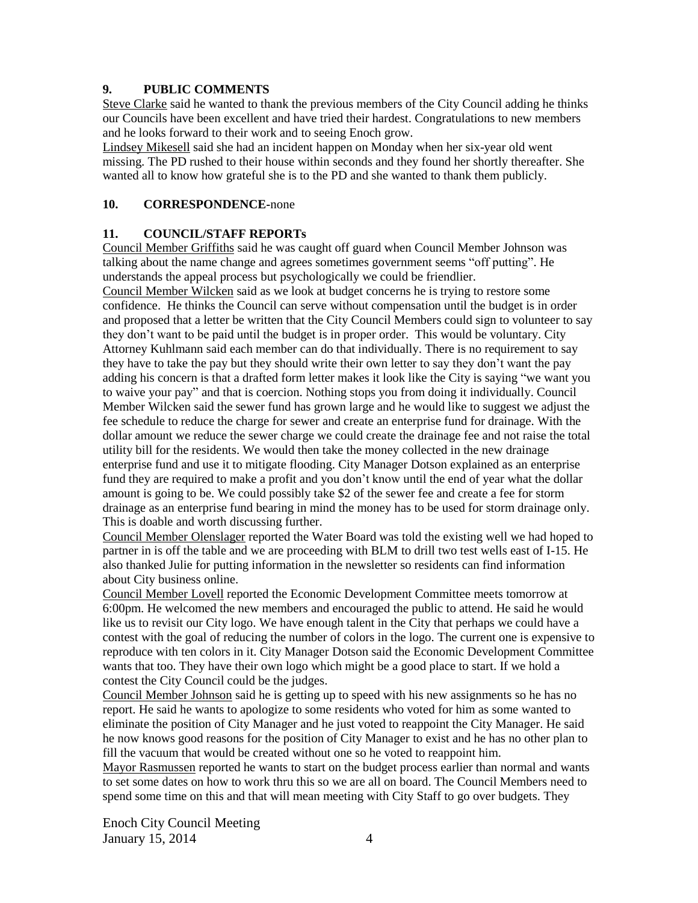## 9. PUBLIC COMMENTS

Steve Clarke said he wanted to thank the previous members of the City Council adding he thinks our Councils have been excellent and have tried their hardest. Congratulations to new members and he looks forward to their work and to seeing Enoch grow.

Lindsey Mikesell said she had an incident happen on Monday when her six-year old went missing. The PD rushed to their house within seconds and they found her shortly thereafter. She wanted all to know how grateful she is to the PD and she wanted to thank them publicly.

## 10. CORRESPONDENCE-none

## 11. COUNCIL/STAFF REPORTs

Council Member Griffiths said he was caught off guard when Council Member Johnson was talking about the name change and agrees sometimes government seems "off putting". He understands the appeal process but psychologically we could be friendlier.

Council Member Wilcken said as we look at budget concerns he is trying to restore some confidence. He thinks the Council can serve without compensation until the budget is in order and proposed that a letter be written that the City Council Members could sign to volunteer to say they don't want to be paid until the budget is in proper order. This would be voluntary. City Attorney Kuhlmann said each member can do that individually. There is no requirement to say they have to take the pay but they should write their own letter to say they don't want the pay adding his concern is that a drafted form letter makes it look like the City is saying "we want you to waive your pay" and that is coercion. Nothing stops you from doing it individually. Council Member Wilcken said the sewer fund has grown large and he would like to suggest we adjust the fee schedule to reduce the charge for sewer and create an enterprise fund for drainage. With the dollar amount we reduce the sewer charge we could create the drainage fee and not raise the total utility bill for the residents. We would then take the money collected in the new drainage enterprise fund and use it to mitigate flooding. City Manager Dotson explained as an enterprise fund they are required to make a profit and you don't know until the end of year what the dollar amount is going to be. We could possibly take $2 of the sewer fee and create a fee for storm drainage as an enterprise fund bearing in mind the money has to be used for storm drainage only. This is doable and worth discussing further.

Council Member Olenslager reported the Water Board was told the existing well we had hoped to partner in is off the table and we are proceeding with BLM to drill two test wells east of I-15. He also thanked Julie for putting information in the newsletter so residents can find information about City business online.

Council Member Lovell reported the Economic Development Committee meets tomorrow at 6:00pm. He welcomed the new members and encouraged the public to attend. He said he would like us to revisit our City logo. We have enough talent in the City that perhaps we could have a contest with the goal of reducing the number of colors in the logo. The current one is expensive to reproduce with ten colors in it. City Manager Dotson said the Economic Development Committee wants that too. They have their own logo which might be a good place to start. If we hold a contest the City Council could be the judges.

Council Member Johnson said he is getting up to speed with his new assignments so he has no report. He said he wants to apologize to some residents who voted for him as some wanted to eliminate the position of City Manager and he just voted to reappoint the City Manager. He said he now knows good reasons for the position of City Manager to exist and he has no other plan to fill the vacuum that would be created without one so he voted to reappoint him.

Mayor Rasmussen reported he wants to start on the budget process earlier than normal and wants to set some dates on how to work thru this so we are all on board. The Council Members need to spend some time on this and that will mean meeting with City Staff to go over budgets. They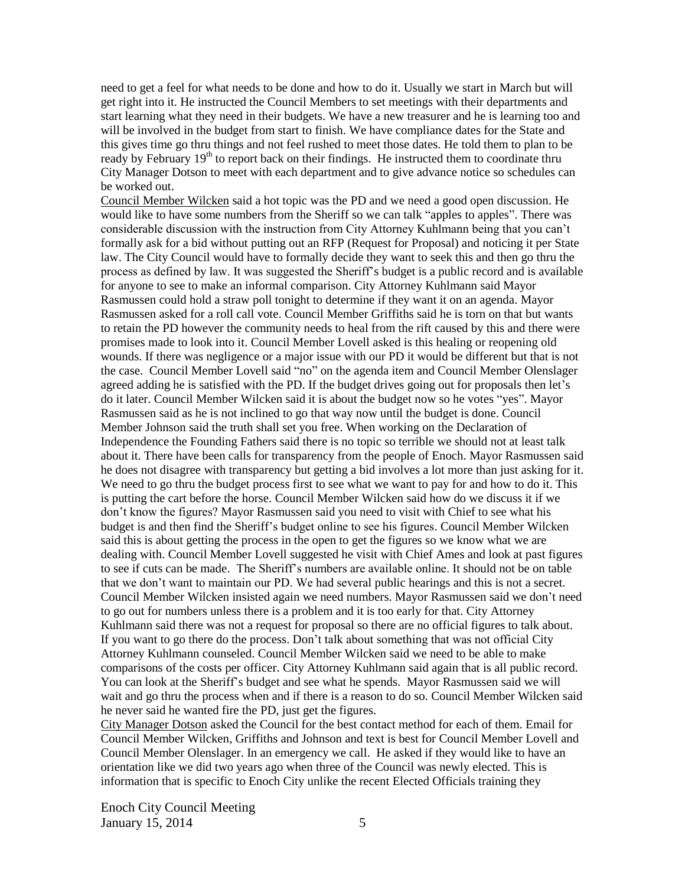need to get a feel for what needs to be done and how to do it. Usually we start in March but will get right into it. He instructed the Council Members to set meetings with their departments and start learning what they need in their budgets. We have a new treasurer and he is learning too and will be involved in the budget from start to finish. We have compliance dates for the State and this gives time go thru things and not feel rushed to meet those dates. He told them to plan to be ready by February 19th to report back on their findings. He instructed them to coordinate thru City Manager Dotson to meet with each department and to give advance notice so schedules can be worked out.

Council Member Wilcken said a hot topic was the PD and we need a good open discussion. He would like to have some numbers from the Sheriff so we can talk "apples to apples". There was considerable discussion with the instruction from City Attorney Kuhlmann being that you can't formally ask for a bid without putting out an RFP (Request for Proposal) and noticing it per State law. The City Council would have to formally decide they want to seek this and then go thru the process as defined by law. It was suggested the Sheriff's budget is a public record and is available for anyone to see to make an informal comparison. City Attorney Kuhlmann said Mayor Rasmussen could hold a straw poll tonight to determine if they want it on an agenda. Mayor Rasmussen asked for a roll call vote. Council Member Griffiths said he is torn on that but wants to retain the PD however the community needs to heal from the rift caused by this and there were promises made to look into it. Council Member Lovell asked is this healing or reopening old wounds. If there was negligence or a major issue with our PD it would be different but that is not the case. Council Member Lovell said "no" on the agenda item and Council Member Olenslager agreed adding he is satisfied with the PD. If the budget drives going out for proposals then let's do it later. Council Member Wilcken said it is about the budget now so he votes "yes". Mayor Rasmussen said as he is not inclined to go that way now until the budget is done. Council Member Johnson said the truth shall set you free. When working on the Declaration of Independence the Founding Fathers said there is no topic so terrible we should not at least talk about it. There have been calls for transparency from the people of Enoch. Mayor Rasmussen said he does not disagree with transparency but getting a bid involves a lot more than just asking for it. We need to go thru the budget process first to see what we want to pay for and how to do it. This is putting the cart before the horse. Council Member Wilcken said how do we discuss it if we don't know the figures? Mayor Rasmussen said you need to visit with Chief to see what his budget is and then find the Sheriff's budget online to see his figures. Council Member Wilcken said this is about getting the process in the open to get the figures so we know what we are dealing with. Council Member Lovell suggested he visit with Chief Ames and look at past figures to see if cuts can be made. The Sheriff's numbers are available online. It should not be on table that we don't want to maintain our PD. We had several public hearings and this is not a secret. Council Member Wilcken insisted again we need numbers. Mayor Rasmussen said we don't need to go out for numbers unless there is a problem and it is too early for that. City Attorney Kuhlmann said there was not a request for proposal so there are no official figures to talk about. If you want to go there do the process. Don't talk about something that was not official City Attorney Kuhlmann counseled. Council Member Wilcken said we need to be able to make comparisons of the costs per officer. City Attorney Kuhlmann said again that is all public record. You can look at the Sheriff's budget and see what he spends. Mayor Rasmussen said we will wait and go thru the process when and if there is a reason to do so. Council Member Wilcken said he never said he wanted fire the PD, just get the figures.

City Manager Dotson asked the Council for the best contact method for each of them. Email for Council Member Wilcken, Griffiths and Johnson and text is best for Council Member Lovell and Council Member Olenslager. In an emergency we call. He asked if they would like to have an orientation like we did two years ago when three of the Council was newly elected. This is information that is specific to Enoch City unlike the recent Elected Officials training they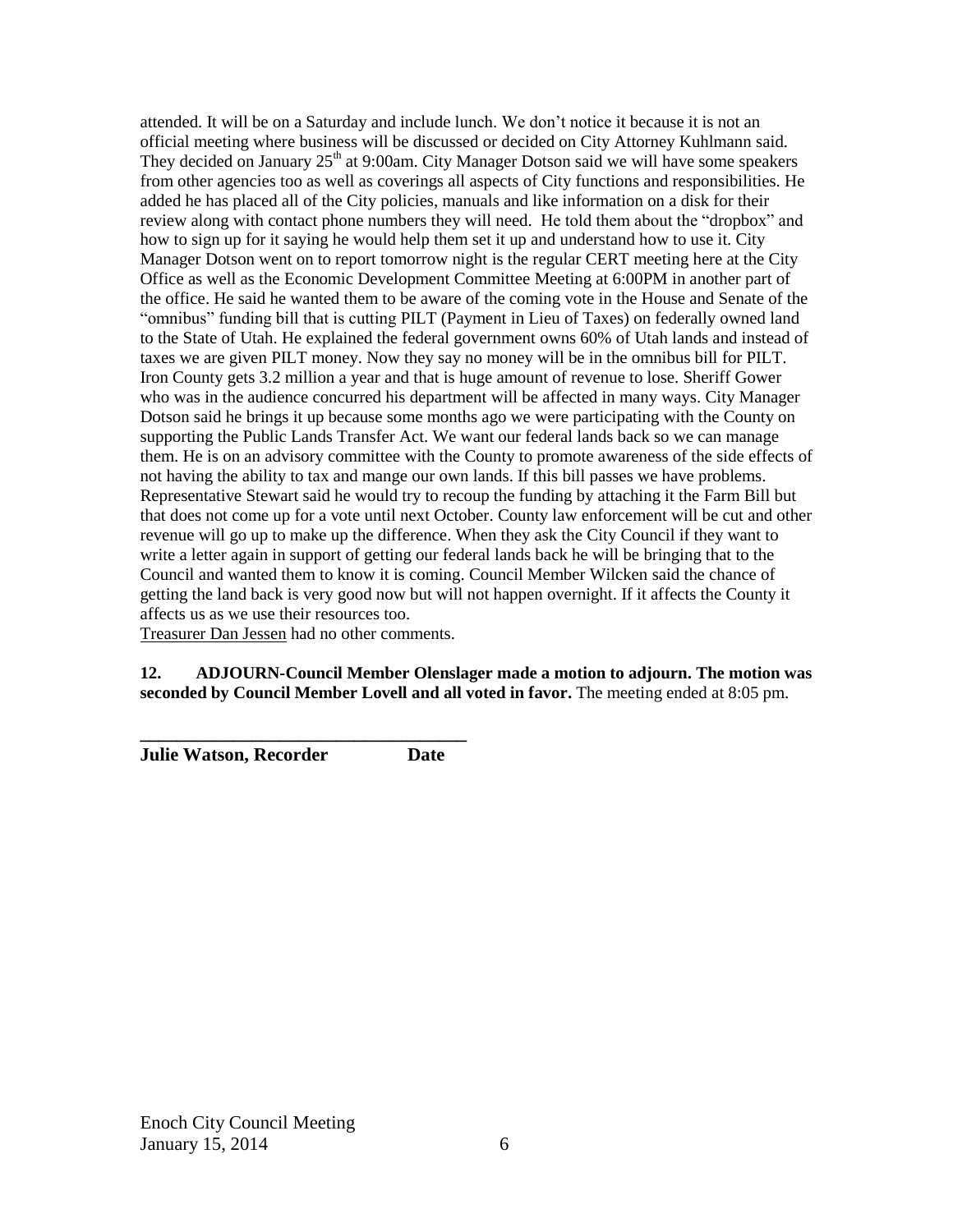attended. It will be on a Saturday and include lunch. We don't notice it because it is not an official meeting where business will be discussed or decided on City Attorney Kuhlmann said. They decided on January 25th at 9:00am. City Manager Dotson said we will have some speakers from other agencies too as well as coverings all aspects of City functions and responsibilities. He added he has placed all of the City policies, manuals and like information on a disk for their review along with contact phone numbers they will need. He told them about the "dropbox" and how to sign up for it saying he would help them set it up and understand how to use it. City Manager Dotson went on to report tomorrow night is the regular CERT meeting here at the City Office as well as the Economic Development Committee Meeting at 6:00PM in another part of the office. He said he wanted them to be aware of the coming vote in the House and Senate of the "omnibus" funding bill that is cutting PILT (Payment in Lieu of Taxes) on federally owned land to the State of Utah. He explained the federal government owns 60% of Utah lands and instead of taxes we are given PILT money. Now they say no money will be in the omnibus bill for PILT. Iron County gets 3.2 million a year and that is huge amount of revenue to lose. Sheriff Gower who was in the audience concurred his department will be affected in many ways. City Manager Dotson said he brings it up because some months ago we were participating with the County on supporting the Public Lands Transfer Act. We want our federal lands back so we can manage them. He is on an advisory committee with the County to promote awareness of the side effects of not having the ability to tax and mange our own lands. If this bill passes we have problems. Representative Stewart said he would try to recoup the funding by attaching it the Farm Bill but that does not come up for a vote until next October. County law enforcement will be cut and other revenue will go up to make up the difference. When they ask the City Council if they want to write a letter again in support of getting our federal lands back he will be bringing that to the Council and wanted them to know it is coming. Council Member Wilcken said the chance of getting the land back is very good now but will not happen overnight. If it affects the County it affects us as we use their resources too.
Treasurer Dan Jessen had no other comments.

**12. ADJOURN-Council Member Olenslager made a motion to adjourn. The motion was seconded by Council Member Lovell and all voted in favor.** The meeting ended at 8:05 pm.

**\_\_\_\_\_\_\_\_\_\_\_\_\_\_\_\_\_\_\_\_\_\_\_\_\_\_\_\_\_\_\_\_\_\_\_\_**

**Julie Watson, Recorder Date**

Enoch City Council Meeting
January 15, 2014